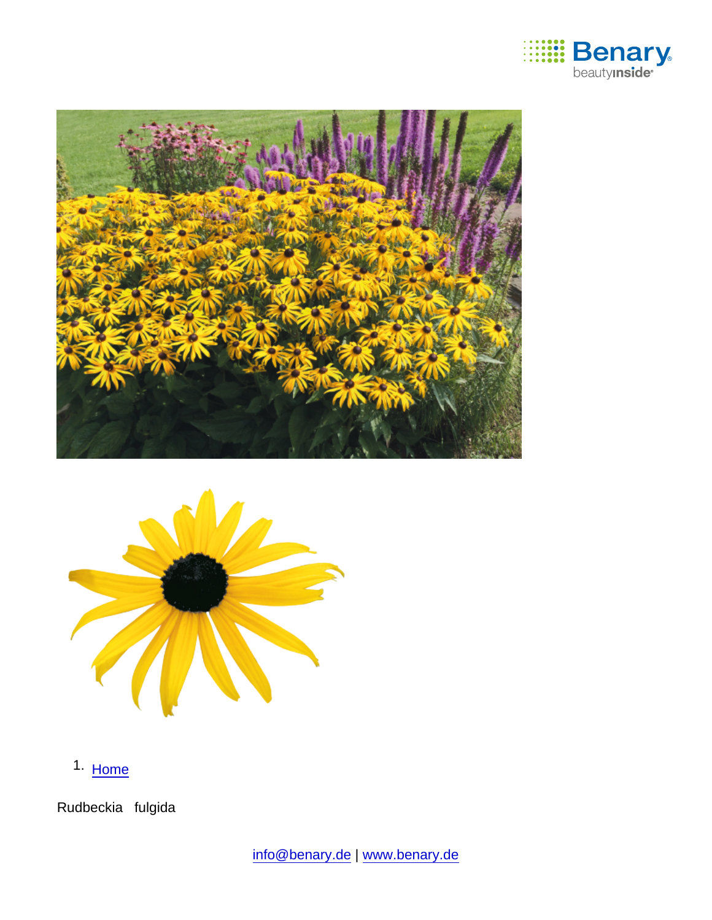1. Home

Rudbeckia fulgida

info@benary.de | www.benary.de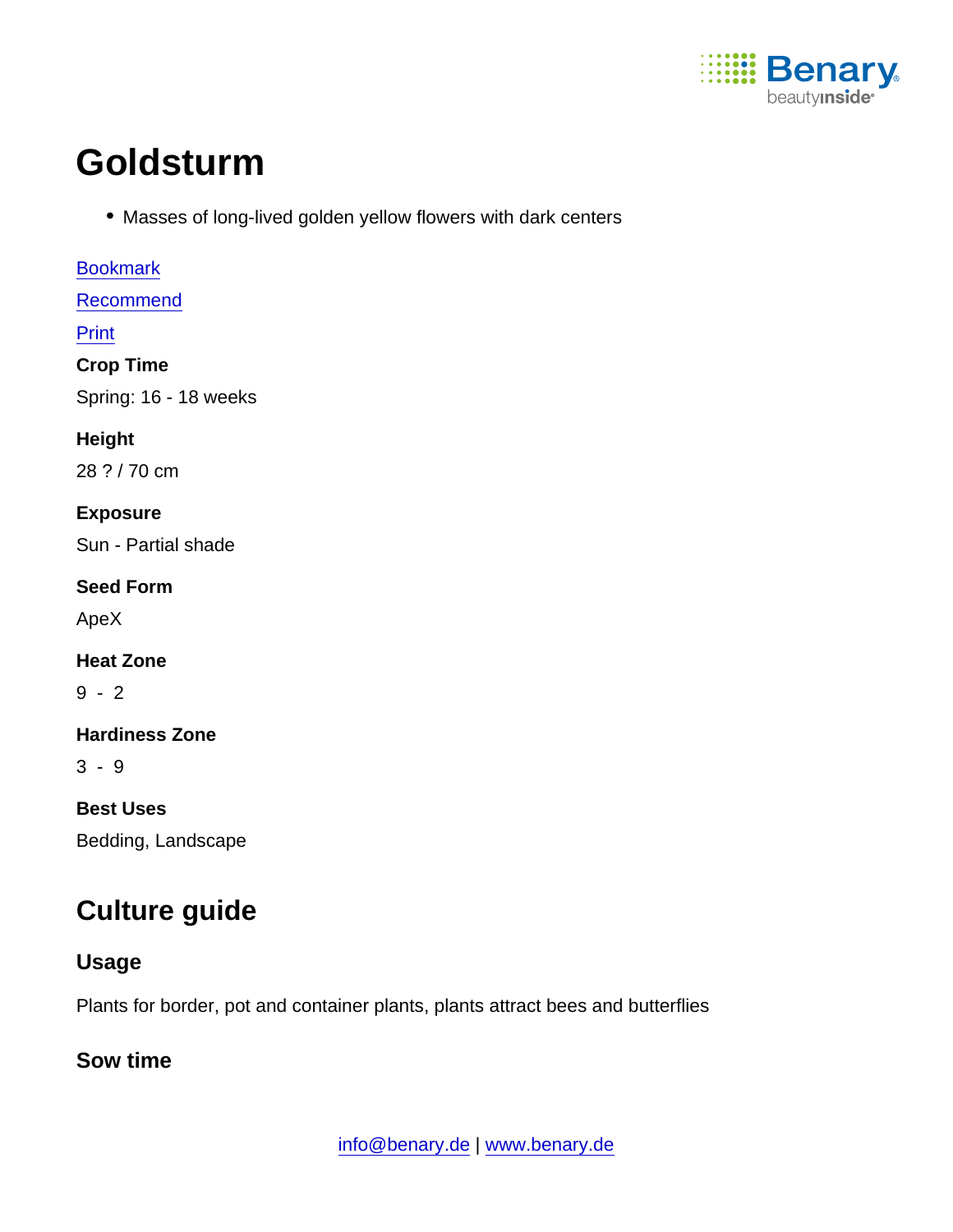# Goldsturm

- Masses of long-lived golden yellow flowers with dark centers

Bookmark

Recommend

Print

**Crop Time**

Spring: 16 - 18 weeks

**Height**

28 ? / 70 cm

**Exposure**

Sun - Partial shade

**Seed Form**

ApeX

**Heat Zone**

9 - 2

**Hardiness Zone**

3 - 9

**Best Uses**

Bedding, Landscape

## Culture guide

### Usage

Plants for border, pot and container plants, plants attract bees and butterflies

### Sow time

info@benary.de | www.benary.de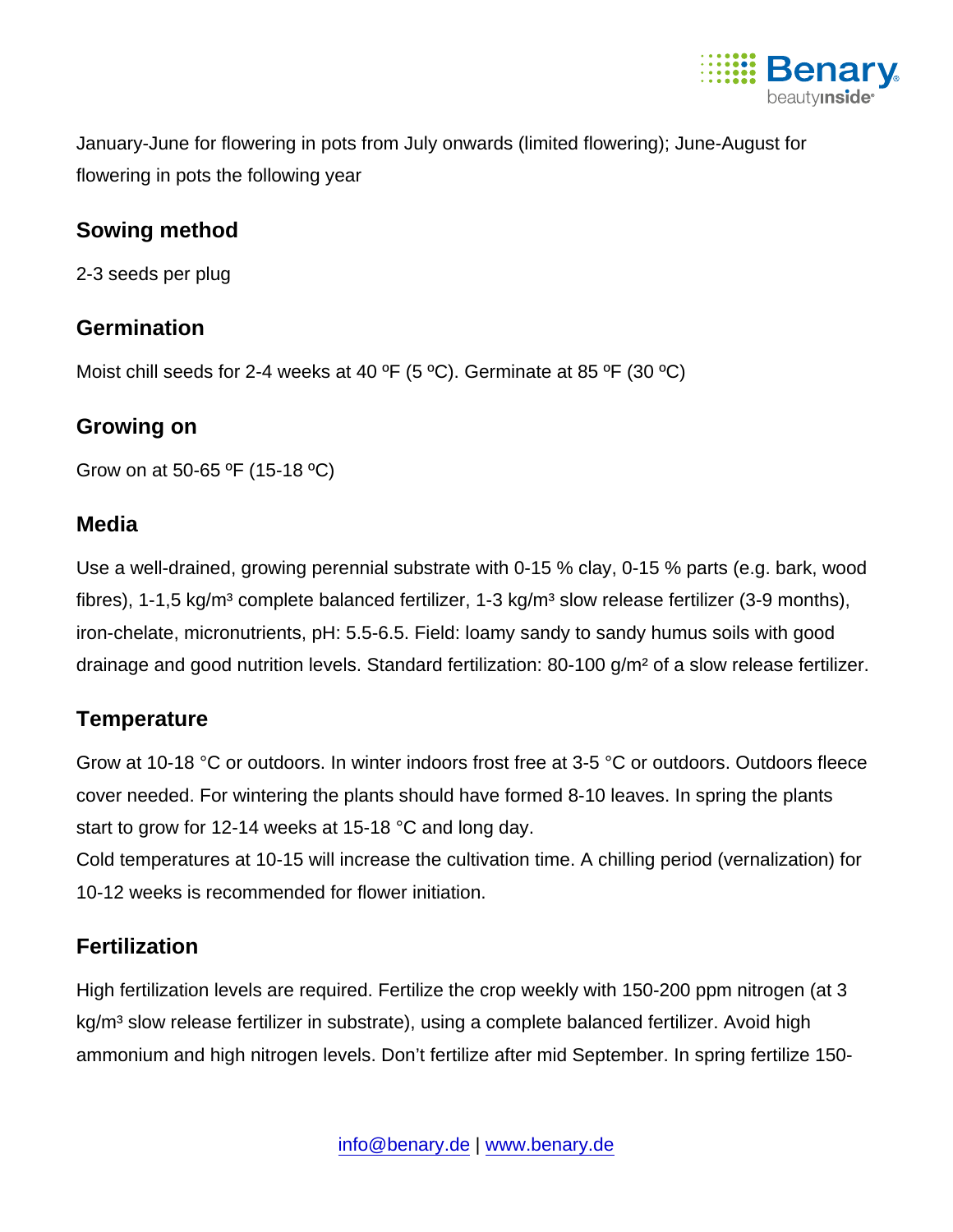January-June for flowering in pots from July onwards (limited flowering); June-August for flowering in pots the following year

## Sowing method

2-3 seeds per plug

## Germination

Moist chill seeds for 2-4 weeks at 40 ºF (5 ºC). Germinate at 85 ºF (30 ºC)

## Growing on

Grow on at 50-65 ºF (15-18 ºC)

## Media

Use a well-drained, growing perennial substrate with 0-15 % clay, 0-15 % parts (e.g. bark, wood fibres), 1-1,5 kg/m³ complete balanced fertilizer, 1-3 kg/m³ slow release fertilizer (3-9 months), iron-chelate, micronutrients, pH: 5.5-6.5. Field: loamy sandy to sandy humus soils with good drainage and good nutrition levels. Standard fertilization: 80-100 g/m² of a slow release fertilizer.

## Temperature

Grow at 10-18 °C or outdoors. In winter indoors frost free at 3-5 °C or outdoors. Outdoors fleece cover needed. For wintering the plants should have formed 8-10 leaves. In spring the plants start to grow for 12-14 weeks at 15-18 °C and long day.
Cold temperatures at 10-15 will increase the cultivation time. A chilling period (vernalization) for 10-12 weeks is recommended for flower initiation.

## Fertilization

High fertilization levels are required. Fertilize the crop weekly with 150-200 ppm nitrogen (at 3 kg/m³ slow release fertilizer in substrate), using a complete balanced fertilizer. Avoid high ammonium and high nitrogen levels. Don't fertilize after mid September. In spring fertilize 150-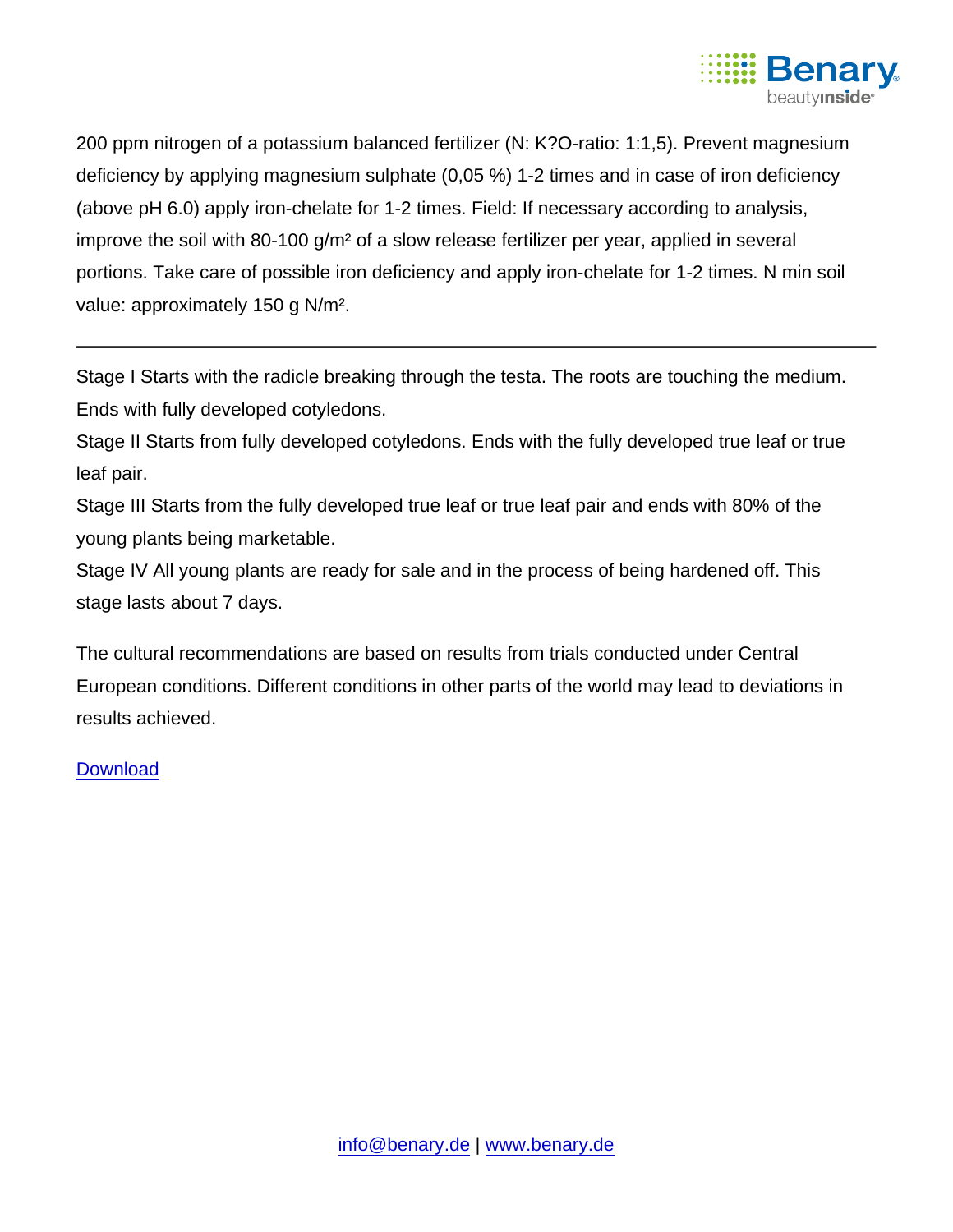200 ppm nitrogen of a potassium balanced fertilizer (N: K?O-ratio: 1:1,5). Prevent magnesium deficiency by applying magnesium sulphate (0,05 %) 1-2 times and in case of iron deficiency (above pH 6.0) apply iron-chelate for 1-2 times. Field: If necessary according to analysis, improve the soil with 80-100 g/m² of a slow release fertilizer per year, applied in several portions. Take care of possible iron deficiency and apply iron-chelate for 1-2 times. N min soil value: approximately 150 g N/m².

---

Stage I Starts with the radicle breaking through the testa. The roots are touching the medium. Ends with fully developed cotyledons.

Stage II Starts from fully developed cotyledons. Ends with the fully developed true leaf or true leaf pair.

Stage III Starts from the fully developed true leaf or true leaf pair and ends with 80% of the young plants being marketable.

Stage IV All young plants are ready for sale and in the process of being hardened off. This stage lasts about 7 days.

The cultural recommendations are based on results from trials conducted under Central European conditions. Different conditions in other parts of the world may lead to deviations in results achieved.

Download